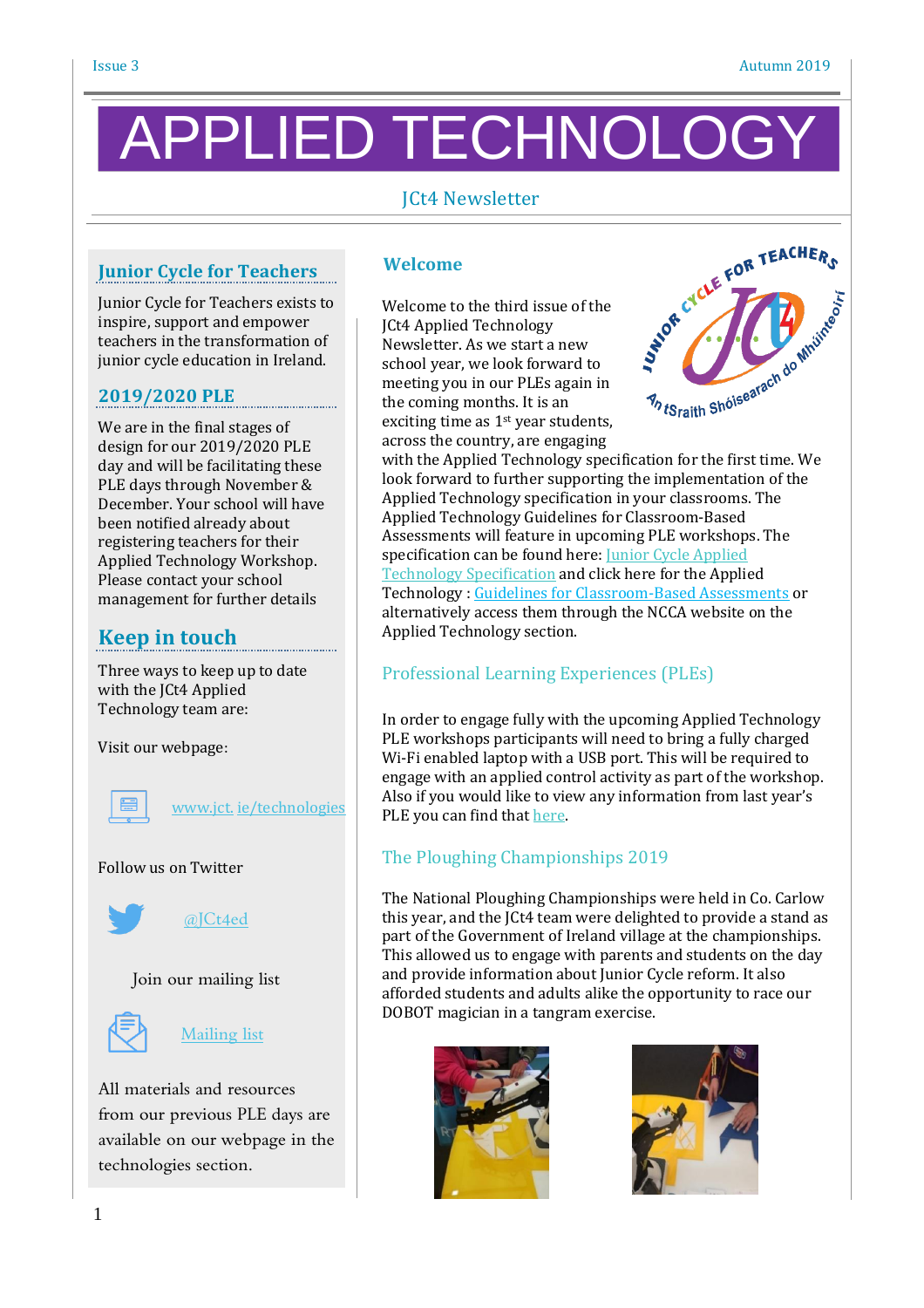# APPLIED TECHNOLOGY

JCt4 Newsletter

## Junior Cycle for Teachers

Junior Cycle for Teachers exists to inspire, support and empower teachers in the transformation of junior cycle education in Ireland.

## 2019/2020 PLE

We are in the final stages of design for our 2019/2020 PLE day and will be facilitating these PLE days through November & December. Your school will have been notified already about registering teachers for their Applied Technology Workshop. Please contact your school management for further details

## Keep in touch

Three ways to keep up to date with the JCt4 Applied Technology team are:

Visit our webpage:

www.jct. ie/technologies

Follow us on Twitter

@JCt4ed

Join our mailing list

Mailing list

All materials and resources from our previous PLE days are available on our webpage in the technologies section.

## Welcome

Welcome to the third issue of the JCt4 Applied Technology Newsletter. As we start a new school year, we look forward to meeting you in our PLEs again in the coming months. It is an exciting time as 1st year students, across the country, are engaging with the Applied Technology specification for the first time. We look forward to further supporting the implementation of the Applied Technology specification in your classrooms. The Applied Technology Guidelines for Classroom-Based Assessments will feature in upcoming PLE workshops. The specification can be found here: Junior Cycle Applied Technology Specification and click here for the Applied Technology : Guidelines for Classroom-Based Assessments or alternatively access them through the NCCA website on the Applied Technology section.

## Professional Learning Experiences (PLEs)

In order to engage fully with the upcoming Applied Technology PLE workshops participants will need to bring a fully charged Wi-Fi enabled laptop with a USB port. This will be required to engage with an applied control activity as part of the workshop. Also if you would like to view any information from last year's PLE you can find that here.

## The Ploughing Championships 2019

The National Ploughing Championships were held in Co. Carlow this year, and the JCt4 team were delighted to provide a stand as part of the Government of Ireland village at the championships. This allowed us to engage with parents and students on the day and provide information about Junior Cycle reform. It also afforded students and adults alike the opportunity to race our DOBOT magician in a tangram exercise.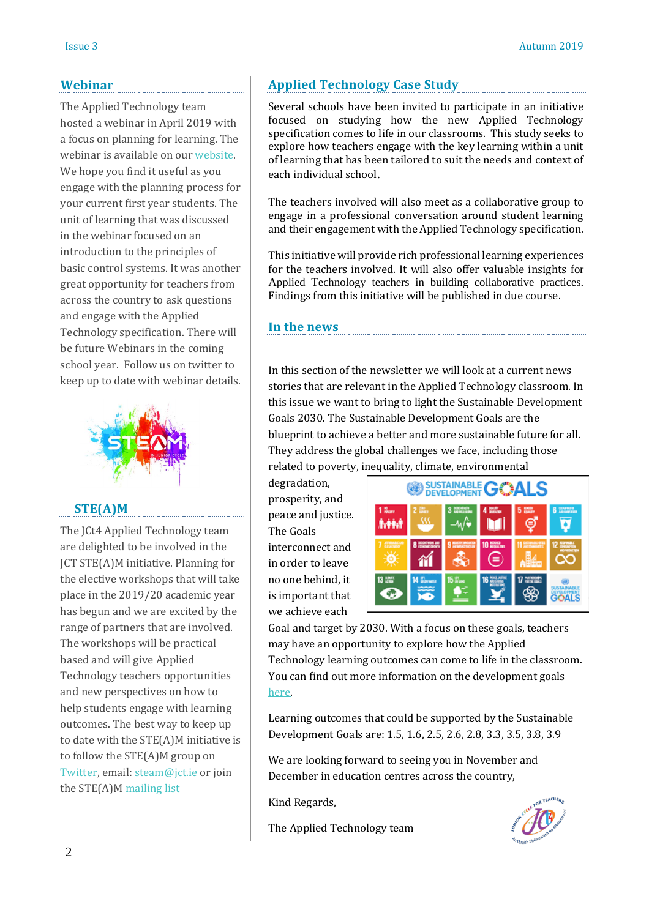## Webinar

The Applied Technology team hosted a webinar in April 2019 with a focus on planning for learning. The webinar is available on our website. We hope you find it useful as you engage with the planning process for your current first year students. The unit of learning that was discussed in the webinar focused on an introduction to the principles of basic control systems. It was another great opportunity for teachers from across the country to ask questions and engage with the Applied Technology specification. There will be future Webinars in the coming school year. Follow us on twitter to keep up to date with webinar details.

## STE(A)M

The JCt4 Applied Technology team are delighted to be involved in the JCT STE(A)M initiative. Planning for the elective workshops that will take place in the 2019/20 academic year has begun and we are excited by the range of partners that are involved. The workshops will be practical based and will give Applied Technology teachers opportunities and new perspectives on how to help students engage with learning outcomes. The best way to keep up to date with the STE(A)M initiative is to follow the STE(A)M group on Twitter, email: steam@jct.ie or join the STE(A)M mailing list

## Applied Technology Case Study

Several schools have been invited to participate in an initiative focused on studying how the new Applied Technology specification comes to life in our classrooms. This study seeks to explore how teachers engage with the key learning within a unit of learning that has been tailored to suit the needs and context of each individual school.

The teachers involved will also meet as a collaborative group to engage in a professional conversation around student learning and their engagement with the Applied Technology specification.

This initiative will provide rich professional learning experiences for the teachers involved. It will also offer valuable insights for Applied Technology teachers in building collaborative practices. Findings from this initiative will be published in due course.

## In the news

In this section of the newsletter we will look at a current news stories that are relevant in the Applied Technology classroom. In this issue we want to bring to light the Sustainable Development Goals 2030. The Sustainable Development Goals are the blueprint to achieve a better and more sustainable future for all. They address the global challenges we face, including those related to poverty, inequality, climate, environmental degradation, prosperity, and peace and justice. The Goals interconnect and in order to leave no one behind, it is important that we achieve each Goal and target by 2030. With a focus on these goals, teachers may have an opportunity to explore how the Applied Technology learning outcomes can come to life in the classroom. You can find out more information on the development goals here.

Learning outcomes that could be supported by the Sustainable Development Goals are: 1.5, 1.6, 2.5, 2.6, 2.8, 3.3, 3.5, 3.8, 3.9

We are looking forward to seeing you in November and December in education centres across the country,

Kind Regards,

The Applied Technology team